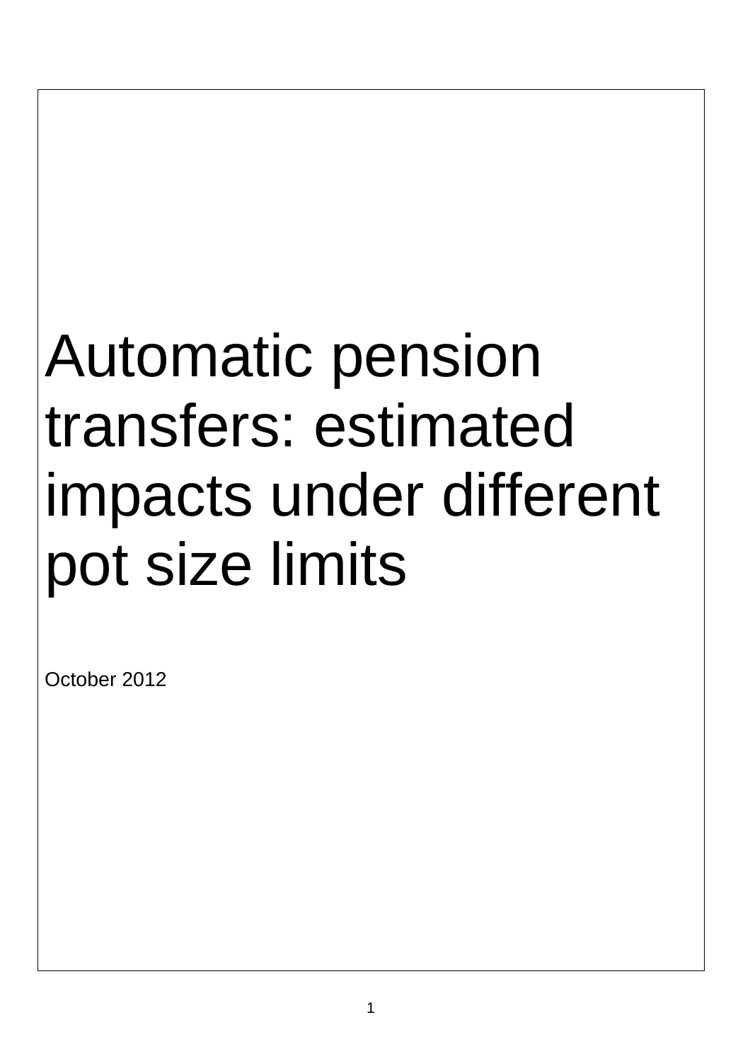# Automatic pension transfers: estimated impacts under different pot size limits

October 2012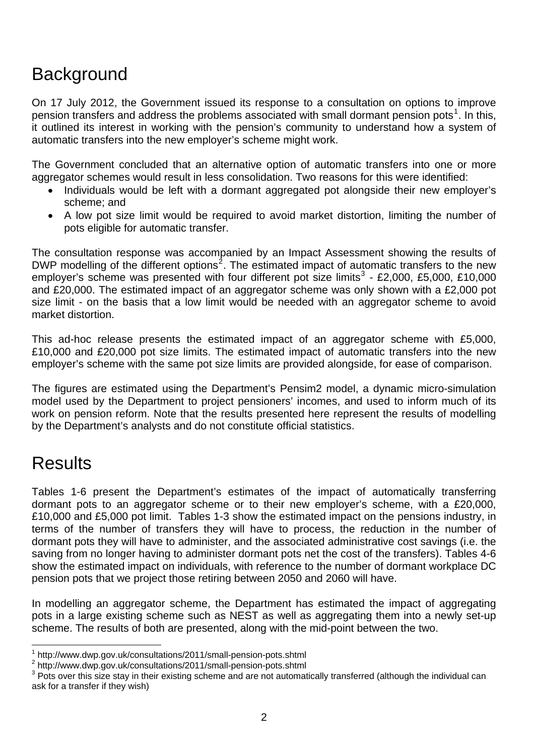# Background

On 17 July 2012, the Government issued its response to a consultation on options to improve pension transfers and address the problems associated with small dormant pension pots[1]. In this, it outlined its interest in working with the pension's community to understand how a system of automatic transfers into the new employer's scheme might work.

The Government concluded that an alternative option of automatic transfers into one or more aggregator schemes would result in less consolidation. Two reasons for this were identified:

- Individuals would be left with a dormant aggregated pot alongside their new employer's scheme; and
- A low pot size limit would be required to avoid market distortion, limiting the number of pots eligible for automatic transfer.

The consultation response was accompanied by an Impact Assessment showing the results of DWP modelling of the different options[2]. The estimated impact of automatic transfers to the new employer's scheme was presented with four different pot size limits[3] - £2,000, £5,000, £10,000 and £20,000. The estimated impact of an aggregator scheme was only shown with a £2,000 pot size limit - on the basis that a low limit would be needed with an aggregator scheme to avoid market distortion.

This ad-hoc release presents the estimated impact of an aggregator scheme with £5,000, £10,000 and £20,000 pot size limits. The estimated impact of automatic transfers into the new employer's scheme with the same pot size limits are provided alongside, for ease of comparison.

The figures are estimated using the Department's Pensim2 model, a dynamic micro-simulation model used by the Department to project pensioners' incomes, and used to inform much of its work on pension reform. Note that the results presented here represent the results of modelling by the Department's analysts and do not constitute official statistics.

# Results

Tables 1-6 present the Department's estimates of the impact of automatically transferring dormant pots to an aggregator scheme or to their new employer's scheme, with a £20,000, £10,000 and £5,000 pot limit. Tables 1-3 show the estimated impact on the pensions industry, in terms of the number of transfers they will have to process, the reduction in the number of dormant pots they will have to administer, and the associated administrative cost savings (i.e. the saving from no longer having to administer dormant pots net the cost of the transfers). Tables 4-6 show the estimated impact on individuals, with reference to the number of dormant workplace DC pension pots that we project those retiring between 2050 and 2060 will have.

In modelling an aggregator scheme, the Department has estimated the impact of aggregating pots in a large existing scheme such as NEST as well as aggregating them into a newly set-up scheme. The results of both are presented, along with the mid-point between the two.

[1] http://www.dwp.gov.uk/consultations/2011/small-pension-pots.shtml

[2] http://www.dwp.gov.uk/consultations/2011/small-pension-pots.shtml

[3] Pots over this size stay in their existing scheme and are not automatically transferred (although the individual can ask for a transfer if they wish)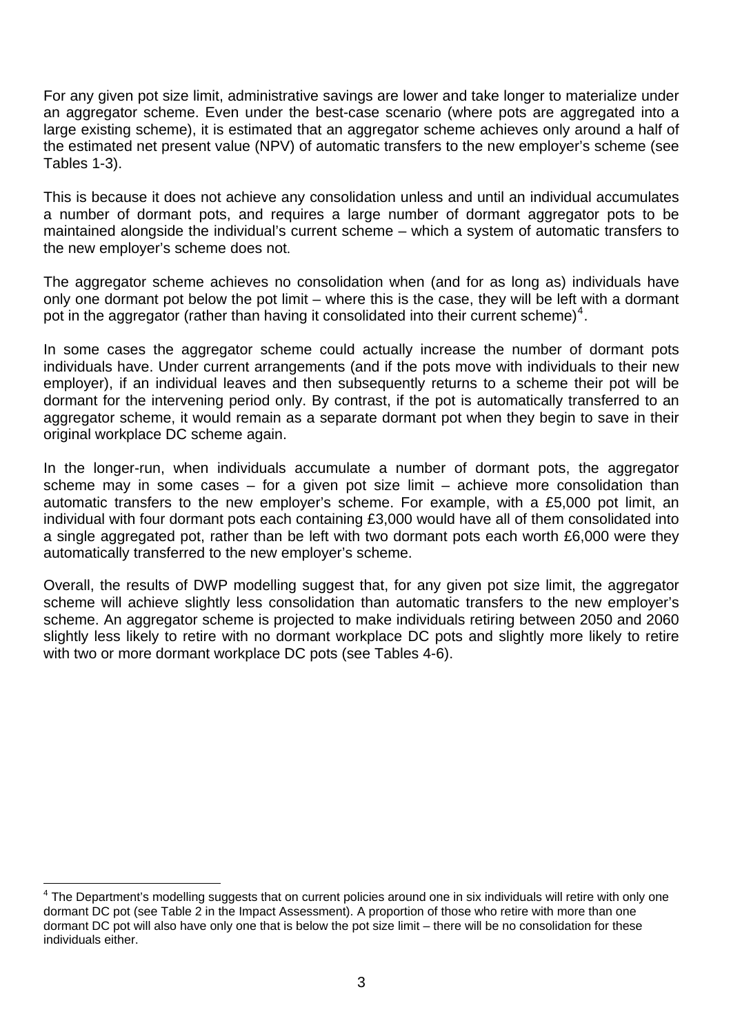For any given pot size limit, administrative savings are lower and take longer to materialize under an aggregator scheme. Even under the best-case scenario (where pots are aggregated into a large existing scheme), it is estimated that an aggregator scheme achieves only around a half of the estimated net present value (NPV) of automatic transfers to the new employer's scheme (see Tables 1-3).

This is because it does not achieve any consolidation unless and until an individual accumulates a number of dormant pots, and requires a large number of dormant aggregator pots to be maintained alongside the individual's current scheme – which a system of automatic transfers to the new employer's scheme does not.

The aggregator scheme achieves no consolidation when (and for as long as) individuals have only one dormant pot below the pot limit – where this is the case, they will be left with a dormant pot in the aggregator (rather than having it consolidated into their current scheme)[4].

In some cases the aggregator scheme could actually increase the number of dormant pots individuals have. Under current arrangements (and if the pots move with individuals to their new employer), if an individual leaves and then subsequently returns to a scheme their pot will be dormant for the intervening period only. By contrast, if the pot is automatically transferred to an aggregator scheme, it would remain as a separate dormant pot when they begin to save in their original workplace DC scheme again.

In the longer-run, when individuals accumulate a number of dormant pots, the aggregator scheme may in some cases – for a given pot size limit – achieve more consolidation than automatic transfers to the new employer's scheme. For example, with a £5,000 pot limit, an individual with four dormant pots each containing £3,000 would have all of them consolidated into a single aggregated pot, rather than be left with two dormant pots each worth £6,000 were they automatically transferred to the new employer's scheme.

Overall, the results of DWP modelling suggest that, for any given pot size limit, the aggregator scheme will achieve slightly less consolidation than automatic transfers to the new employer's scheme. An aggregator scheme is projected to make individuals retiring between 2050 and 2060 slightly less likely to retire with no dormant workplace DC pots and slightly more likely to retire with two or more dormant workplace DC pots (see Tables 4-6).

---

[4] The Department's modelling suggests that on current policies around one in six individuals will retire with only one dormant DC pot (see Table 2 in the Impact Assessment). A proportion of those who retire with more than one dormant DC pot will also have only one that is below the pot size limit – there will be no consolidation for these individuals either.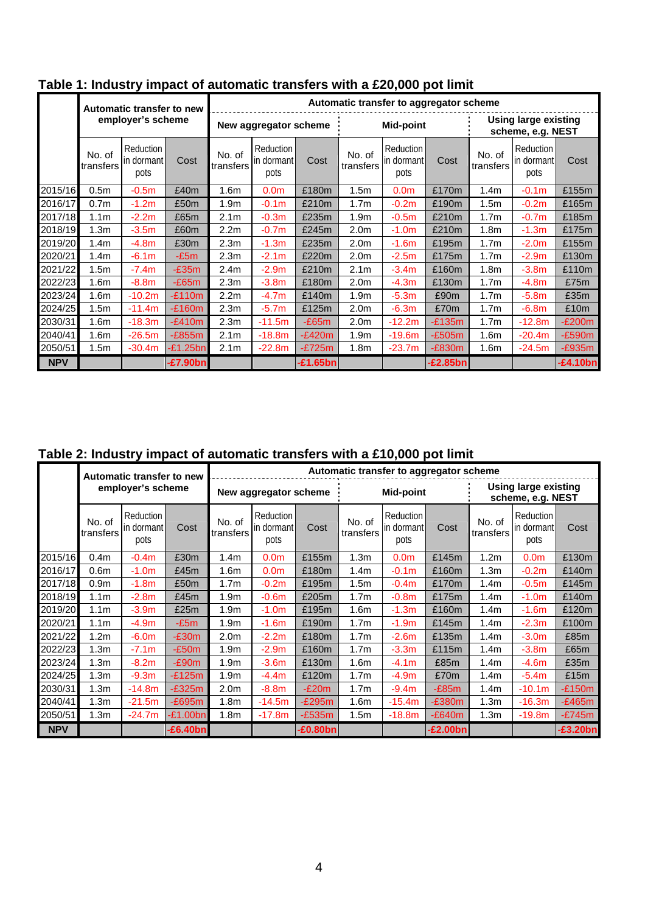**Table 1: Industry impact of automatic transfers with a £20,000 pot limit**

| | Automatic transfer to new employer's scheme | | | Automatic transfer to aggregator scheme | | | | | | | | |
|---|---|---|---|---|---|---|---|---|---|---|---|---|
| | | | | New aggregator scheme | | | Mid-point | | | Using large existing scheme, e.g. NEST | | |
| | No. of transfers | Reduction in dormant pots | Cost | No. of transfers | Reduction in dormant pots | Cost | No. of transfers | Reduction in dormant pots | Cost | No. of transfers | Reduction in dormant pots | Cost |
| 2015/16 | 0.5m | -0.5m | £40m | 1.6m | 0.0m | £180m | 1.5m | 0.0m | £170m | 1.4m | -0.1m | £155m |
| 2016/17 | 0.7m | -1.2m | £50m | 1.9m | -0.1m | £210m | 1.7m | -0.2m | £190m | 1.5m | -0.2m | £165m |
| 2017/18 | 1.1m | -2.2m | £65m | 2.1m | -0.3m | £235m | 1.9m | -0.5m | £210m | 1.7m | -0.7m | £185m |
| 2018/19 | 1.3m | -3.5m | £60m | 2.2m | -0.7m | £245m | 2.0m | -1.0m | £210m | 1.8m | -1.3m | £175m |
| 2019/20 | 1.4m | -4.8m | £30m | 2.3m | -1.3m | £235m | 2.0m | -1.6m | £195m | 1.7m | -2.0m | £155m |
| 2020/21 | 1.4m | -6.1m | -£5m | 2.3m | -2.1m | £220m | 2.0m | -2.5m | £175m | 1.7m | -2.9m | £130m |
| 2021/22 | 1.5m | -7.4m | -£35m | 2.4m | -2.9m | £210m | 2.1m | -3.4m | £160m | 1.8m | -3.8m | £110m |
| 2022/23 | 1.6m | -8.8m | -£65m | 2.3m | -3.8m | £180m | 2.0m | -4.3m | £130m | 1.7m | -4.8m | £75m |
| 2023/24 | 1.6m | -10.2m | -£110m | 2.2m | -4.7m | £140m | 1.9m | -5.3m | £90m | 1.7m | -5.8m | £35m |
| 2024/25 | 1.5m | -11.4m | -£160m | 2.3m | -5.7m | £125m | 2.0m | -6.3m | £70m | 1.7m | -6.8m | £10m |
| 2030/31 | 1.6m | -18.3m | -£410m | 2.3m | -11.5m | -£65m | 2.0m | -12.2m | -£135m | 1.7m | -12.8m | -£200m |
| 2040/41 | 1.6m | -26.5m | -£855m | 2.1m | -18.8m | -£420m | 1.9m | -19.6m | -£505m | 1.6m | -20.4m | -£590m |
| 2050/51 | 1.5m | -30.4m | -£1.25bn | 2.1m | -22.8m | -£725m | 1.8m | -23.7m | -£830m | 1.6m | -24.5m | -£935m |
| **NPV** | | | **-£7.90bn** | | | **-£1.65bn** | | | **-£2.85bn** | | | **-£4.10bn** |

**Table 2: Industry impact of automatic transfers with a £10,000 pot limit**

| | Automatic transfer to new employer's scheme | | | Automatic transfer to aggregator scheme | | | | | | | | |
|---|---|---|---|---|---|---|---|---|---|---|---|---|
| | | | | New aggregator scheme | | | Mid-point | | | Using large existing scheme, e.g. NEST | | |
| | No. of transfers | Reduction in dormant pots | Cost | No. of transfers | Reduction in dormant pots | Cost | No. of transfers | Reduction in dormant pots | Cost | No. of transfers | Reduction in dormant pots | Cost |
| 2015/16 | 0.4m | -0.4m | £30m | 1.4m | 0.0m | £155m | 1.3m | 0.0m | £145m | 1.2m | 0.0m | £130m |
| 2016/17 | 0.6m | -1.0m | £45m | 1.6m | 0.0m | £180m | 1.4m | -0.1m | £160m | 1.3m | -0.2m | £140m |
| 2017/18 | 0.9m | -1.8m | £50m | 1.7m | -0.2m | £195m | 1.5m | -0.4m | £170m | 1.4m | -0.5m | £145m |
| 2018/19 | 1.1m | -2.8m | £45m | 1.9m | -0.6m | £205m | 1.7m | -0.8m | £175m | 1.4m | -1.0m | £140m |
| 2019/20 | 1.1m | -3.9m | £25m | 1.9m | -1.0m | £195m | 1.6m | -1.3m | £160m | 1.4m | -1.6m | £120m |
| 2020/21 | 1.1m | -4.9m | -£5m | 1.9m | -1.6m | £190m | 1.7m | -1.9m | £145m | 1.4m | -2.3m | £100m |
| 2021/22 | 1.2m | -6.0m | -£30m | 2.0m | -2.2m | £180m | 1.7m | -2.6m | £135m | 1.4m | -3.0m | £85m |
| 2022/23 | 1.3m | -7.1m | -£50m | 1.9m | -2.9m | £160m | 1.7m | -3.3m | £115m | 1.4m | -3.8m | £65m |
| 2023/24 | 1.3m | -8.2m | -£90m | 1.9m | -3.6m | £130m | 1.6m | -4.1m | £85m | 1.4m | -4.6m | £35m |
| 2024/25 | 1.3m | -9.3m | -£125m | 1.9m | -4.4m | £120m | 1.7m | -4.9m | £70m | 1.4m | -5.4m | £15m |
| 2030/31 | 1.3m | -14.8m | -£325m | 2.0m | -8.8m | -£20m | 1.7m | -9.4m | -£85m | 1.4m | -10.1m | -£150m |
| 2040/41 | 1.3m | -21.5m | -£695m | 1.8m | -14.5m | -£295m | 1.6m | -15.4m | -£380m | 1.3m | -16.3m | -£465m |
| 2050/51 | 1.3m | -24.7m | -£1.00bn | 1.8m | -17.8m | -£535m | 1.5m | -18.8m | -£640m | 1.3m | -19.8m | -£745m |
| **NPV** | | | **-£6.40bn** | | | **-£0.80bn** | | | **-£2.00bn** | | | **-£3.20bn** |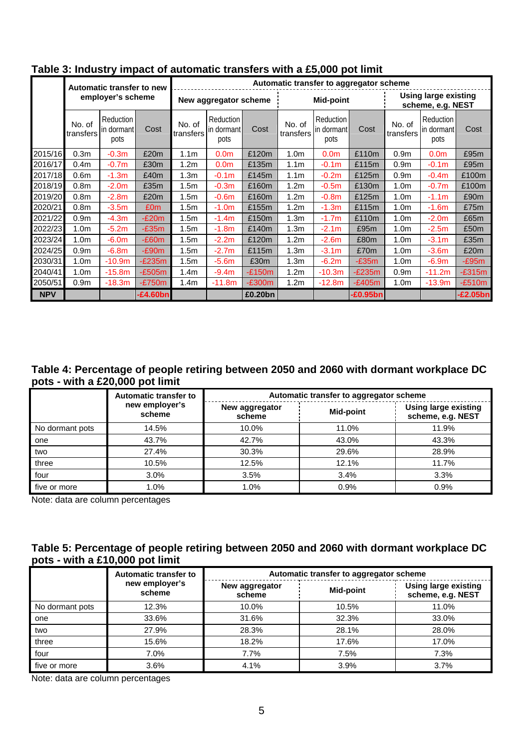**Table 3: Industry impact of automatic transfers with a £5,000 pot limit**

| | Automatic transfer to new employer's scheme | | | Automatic transfer to aggregator scheme | | | | | | | | |
|---|---|---|---|---|---|---|---|---|---|---|---|---|
| | | | | New aggregator scheme | | | Mid-point | | | Using large existing scheme, e.g. NEST | | |
| | No. of transfers | Reduction in dormant pots | Cost | No. of transfers | Reduction in dormant pots | Cost | No. of transfers | Reduction in dormant pots | Cost | No. of transfers | Reduction in dormant pots | Cost |
| 2015/16 | 0.3m | -0.3m | £20m | 1.1m | 0.0m | £120m | 1.0m | 0.0m | £110m | 0.9m | 0.0m | £95m |
| 2016/17 | 0.4m | -0.7m | £30m | 1.2m | 0.0m | £135m | 1.1m | -0.1m | £115m | 0.9m | -0.1m | £95m |
| 2017/18 | 0.6m | -1.3m | £40m | 1.3m | -0.1m | £145m | 1.1m | -0.2m | £125m | 0.9m | -0.4m | £100m |
| 2018/19 | 0.8m | -2.0m | £35m | 1.5m | -0.3m | £160m | 1.2m | -0.5m | £130m | 1.0m | -0.7m | £100m |
| 2019/20 | 0.8m | -2.8m | £20m | 1.5m | -0.6m | £160m | 1.2m | -0.8m | £125m | 1.0m | -1.1m | £90m |
| 2020/21 | 0.8m | -3.5m | £0m | 1.5m | -1.0m | £155m | 1.2m | -1.3m | £115m | 1.0m | -1.6m | £75m |
| 2021/22 | 0.9m | -4.3m | -£20m | 1.5m | -1.4m | £150m | 1.3m | -1.7m | £110m | 1.0m | -2.0m | £65m |
| 2022/23 | 1.0m | -5.2m | -£35m | 1.5m | -1.8m | £140m | 1.3m | -2.1m | £95m | 1.0m | -2.5m | £50m |
| 2023/24 | 1.0m | -6.0m | -£60m | 1.5m | -2.2m | £120m | 1.2m | -2.6m | £80m | 1.0m | -3.1m | £35m |
| 2024/25 | 0.9m | -6.8m | -£90m | 1.5m | -2.7m | £115m | 1.3m | -3.1m | £70m | 1.0m | -3.6m | £20m |
| 2030/31 | 1.0m | -10.9m | -£235m | 1.5m | -5.6m | £30m | 1.3m | -6.2m | -£35m | 1.0m | -6.9m | -£95m |
| 2040/41 | 1.0m | -15.8m | -£505m | 1.4m | -9.4m | -£150m | 1.2m | -10.3m | -£235m | 0.9m | -11.2m | -£315m |
| 2050/51 | 0.9m | -18.3m | -£750m | 1.4m | -11.8m | -£300m | 1.2m | -12.8m | -£405m | 1.0m | -13.9m | -£510m |
| **NPV** | | | **-£4.60bn** | | | **£0.20bn** | | | **-£0.95bn** | | | **-£2.05bn** |

**Table 4: Percentage of people retiring between 2050 and 2060 with dormant workplace DC pots - with a £20,000 pot limit**

| | Automatic transfer to new employer's scheme | Automatic transfer to aggregator scheme | | |
|---|---|---|---|---|
| | | New aggregator scheme | Mid-point | Using large existing scheme, e.g. NEST |
| No dormant pots | 14.5% | 10.0% | 11.0% | 11.9% |
| one | 43.7% | 42.7% | 43.0% | 43.3% |
| two | 27.4% | 30.3% | 29.6% | 28.9% |
| three | 10.5% | 12.5% | 12.1% | 11.7% |
| four | 3.0% | 3.5% | 3.4% | 3.3% |
| five or more | 1.0% | 1.0% | 0.9% | 0.9% |

Note: data are column percentages

**Table 5: Percentage of people retiring between 2050 and 2060 with dormant workplace DC pots - with a £10,000 pot limit**

| | Automatic transfer to new employer's scheme | Automatic transfer to aggregator scheme | | |
|---|---|---|---|---|
| | | New aggregator scheme | Mid-point | Using large existing scheme, e.g. NEST |
| No dormant pots | 12.3% | 10.0% | 10.5% | 11.0% |
| one | 33.6% | 31.6% | 32.3% | 33.0% |
| two | 27.9% | 28.3% | 28.1% | 28.0% |
| three | 15.6% | 18.2% | 17.6% | 17.0% |
| four | 7.0% | 7.7% | 7.5% | 7.3% |
| five or more | 3.6% | 4.1% | 3.9% | 3.7% |

Note: data are column percentages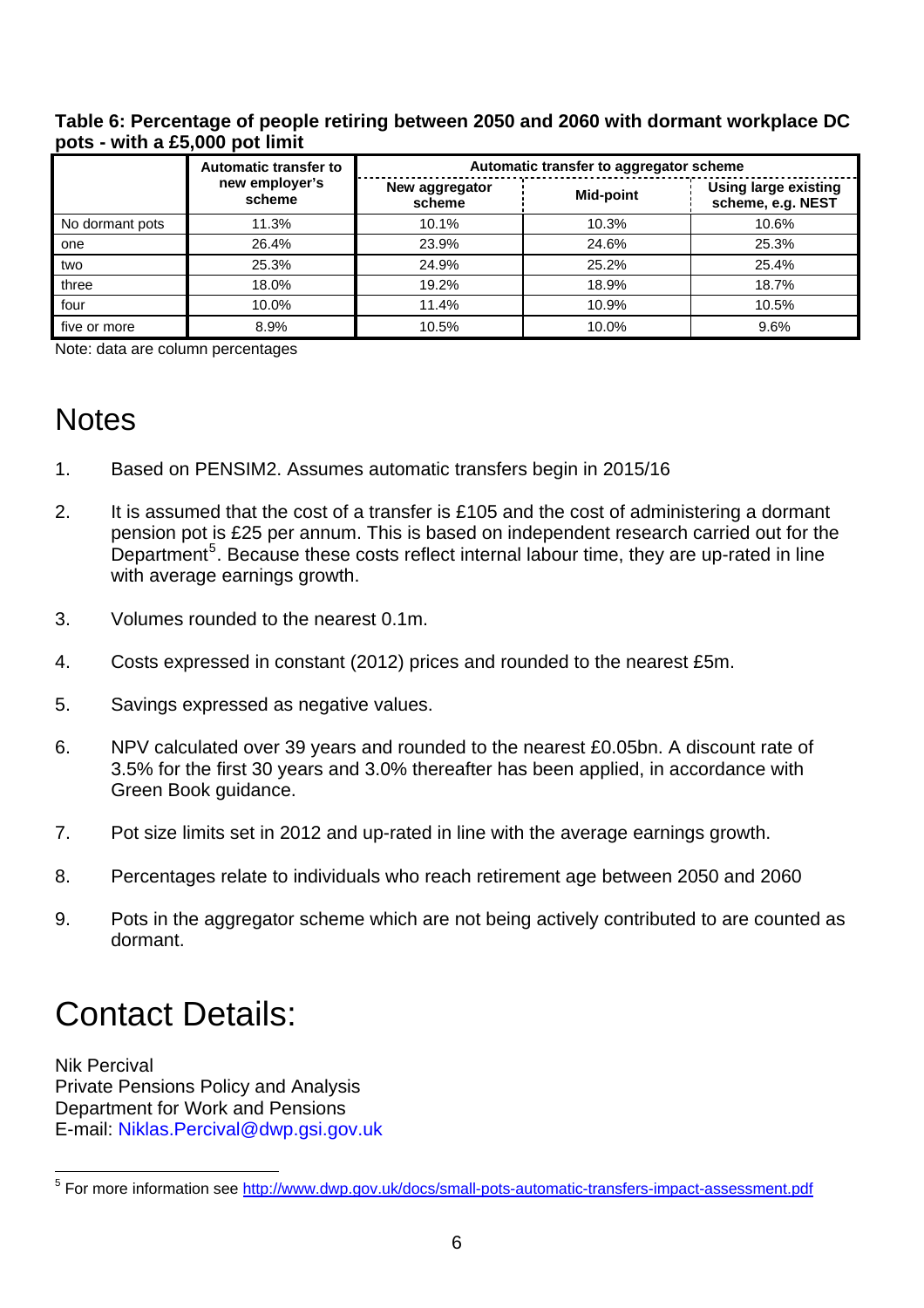**Table 6: Percentage of people retiring between 2050 and 2060 with dormant workplace DC pots - with a £5,000 pot limit**

| | Automatic transfer to new employer's scheme | Automatic transfer to aggregator scheme | | |
|---|---|---|---|---|
| | | New aggregator scheme | Mid-point | Using large existing scheme, e.g. NEST |
| No dormant pots | 11.3% | 10.1% | 10.3% | 10.6% |
| one | 26.4% | 23.9% | 24.6% | 25.3% |
| two | 25.3% | 24.9% | 25.2% | 25.4% |
| three | 18.0% | 19.2% | 18.9% | 18.7% |
| four | 10.0% | 11.4% | 10.9% | 10.5% |
| five or more | 8.9% | 10.5% | 10.0% | 9.6% |

Note: data are column percentages

# Notes

1. Based on PENSIM2. Assumes automatic transfers begin in 2015/16

2. It is assumed that the cost of a transfer is £105 and the cost of administering a dormant pension pot is £25 per annum. This is based on independent research carried out for the Department[5]. Because these costs reflect internal labour time, they are up-rated in line with average earnings growth.

3. Volumes rounded to the nearest 0.1m.

4. Costs expressed in constant (2012) prices and rounded to the nearest £5m.

5. Savings expressed as negative values.

6. NPV calculated over 39 years and rounded to the nearest £0.05bn. A discount rate of 3.5% for the first 30 years and 3.0% thereafter has been applied, in accordance with Green Book guidance.

7. Pot size limits set in 2012 and up-rated in line with the average earnings growth.

8. Percentages relate to individuals who reach retirement age between 2050 and 2060

9. Pots in the aggregator scheme which are not being actively contributed to are counted as dormant.

# Contact Details:

Nik Percival
Private Pensions Policy and Analysis
Department for Work and Pensions
E-mail: Niklas.Percival@dwp.gsi.gov.uk

[5] For more information see http://www.dwp.gov.uk/docs/small-pots-automatic-transfers-impact-assessment.pdf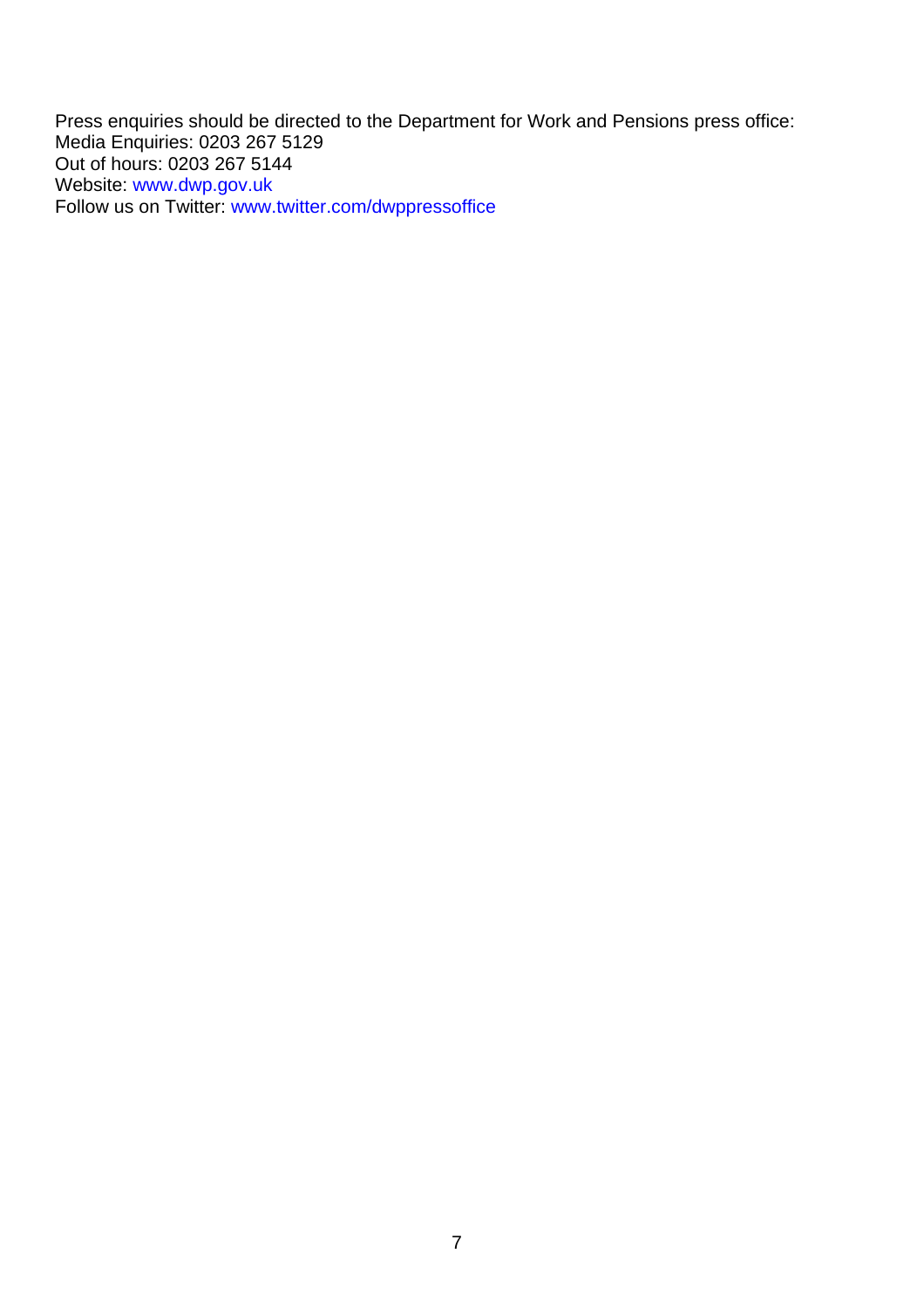Press enquiries should be directed to the Department for Work and Pensions press office:
Media Enquiries: 0203 267 5129
Out of hours: 0203 267 5144
Website: www.dwp.gov.uk
Follow us on Twitter: www.twitter.com/dwppressoffice